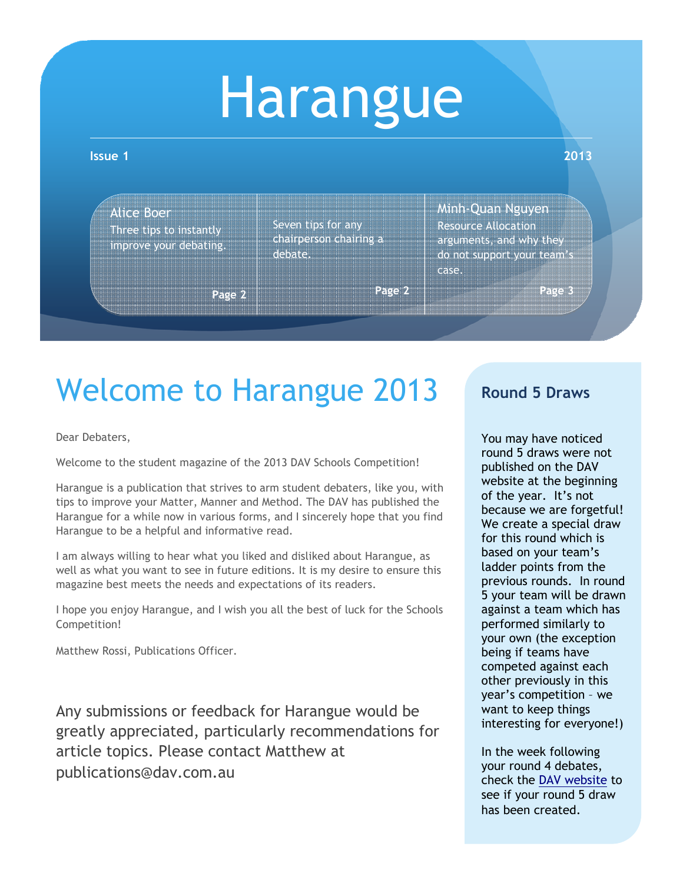# Harangue

**Issue 1** **2013**

Alice Boer
Three tips to instantly improve your debating.
**Page 2**

Seven tips for any chairperson chairing a debate.
**Page 2**

Minh-Quan Nguyen
Resource Allocation arguments, and why they do not support your team's case.
**Page 3**

# Welcome to Harangue 2013

Dear Debaters,

Welcome to the student magazine of the 2013 DAV Schools Competition!

Harangue is a publication that strives to arm student debaters, like you, with tips to improve your Matter, Manner and Method. The DAV has published the Harangue for a while now in various forms, and I sincerely hope that you find Harangue to be a helpful and informative read.

I am always willing to hear what you liked and disliked about Harangue, as well as what you want to see in future editions. It is my desire to ensure this magazine best meets the needs and expectations of its readers.

I hope you enjoy Harangue, and I wish you all the best of luck for the Schools Competition!

Matthew Rossi, Publications Officer.

Any submissions or feedback for Harangue would be greatly appreciated, particularly recommendations for article topics. Please contact Matthew at publications@dav.com.au

## Round 5 Draws

You may have noticed round 5 draws were not published on the DAV website at the beginning of the year. It's not because we are forgetful! We create a special draw for this round which is based on your team's ladder points from the previous rounds. In round 5 your team will be drawn against a team which has performed similarly to your own (the exception being if teams have competed against each other previously in this year's competition – we want to keep things interesting for everyone!)

In the week following your round 4 debates, check the DAV website to see if your round 5 draw has been created.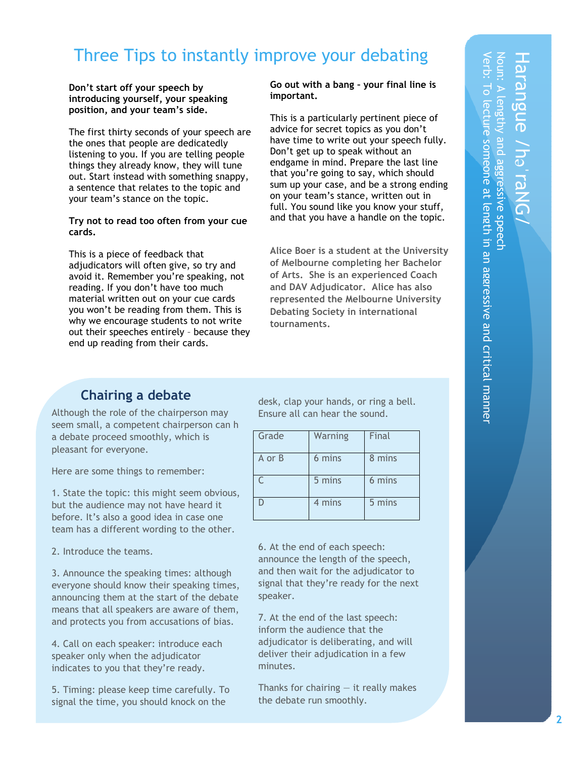# Three Tips to instantly improve your debating

**Don't start off your speech by introducing yourself, your speaking position, and your team's side.**

The first thirty seconds of your speech are the ones that people are dedicatedly listening to you. If you are telling people things they already know, they will tune out. Start instead with something snappy, a sentence that relates to the topic and your team's stance on the topic.

**Try not to read too often from your cue cards.**

This is a piece of feedback that adjudicators will often give, so try and avoid it. Remember you're speaking, not reading. If you don't have too much material written out on your cue cards you won't be reading from them. This is why we encourage students to not write out their speeches entirely – because they end up reading from their cards.

**Go out with a bang – your final line is important.**

This is a particularly pertinent piece of advice for secret topics as you don't have time to write out your speech fully. Don't get up to speak without an endgame in mind. Prepare the last line that you're going to say, which should sum up your case, and be a strong ending on your team's stance, written out in full. You sound like you know your stuff, and that you have a handle on the topic.

**Alice Boer is a student at the University of Melbourne completing her Bachelor of Arts. She is an experienced Coach and DAV Adjudicator. Alice has also represented the Melbourne University Debating Society in international tournaments.**

## Chairing a debate

Although the role of the chairperson may seem small, a competent chairperson can h a debate proceed smoothly, which is pleasant for everyone.

Here are some things to remember:

1. State the topic: this might seem obvious, but the audience may not have heard it before. It's also a good idea in case one team has a different wording to the other.

2. Introduce the teams.

3. Announce the speaking times: although everyone should know their speaking times, announcing them at the start of the debate means that all speakers are aware of them, and protects you from accusations of bias.

4. Call on each speaker: introduce each speaker only when the adjudicator indicates to you that they're ready.

5. Timing: please keep time carefully. To signal the time, you should knock on the desk, clap your hands, or ring a bell. Ensure all can hear the sound.

| Grade | Warning | Final |
|---|---|---|
| A or B | 6 mins | 8 mins |
| C | 5 mins | 6 mins |
| D | 4 mins | 5 mins |

6. At the end of each speech: announce the length of the speech, and then wait for the adjudicator to signal that they're ready for the next speaker.

7. At the end of the last speech: inform the audience that the adjudicator is deliberating, and will deliver their adjudication in a few minutes.

Thanks for chairing — it really makes the debate run smoothly.

**Harangue /həˈraNG/**

Noun: A lengthy and aggressive speech

Verb: To lecture someone at length in an aggressive and critical manner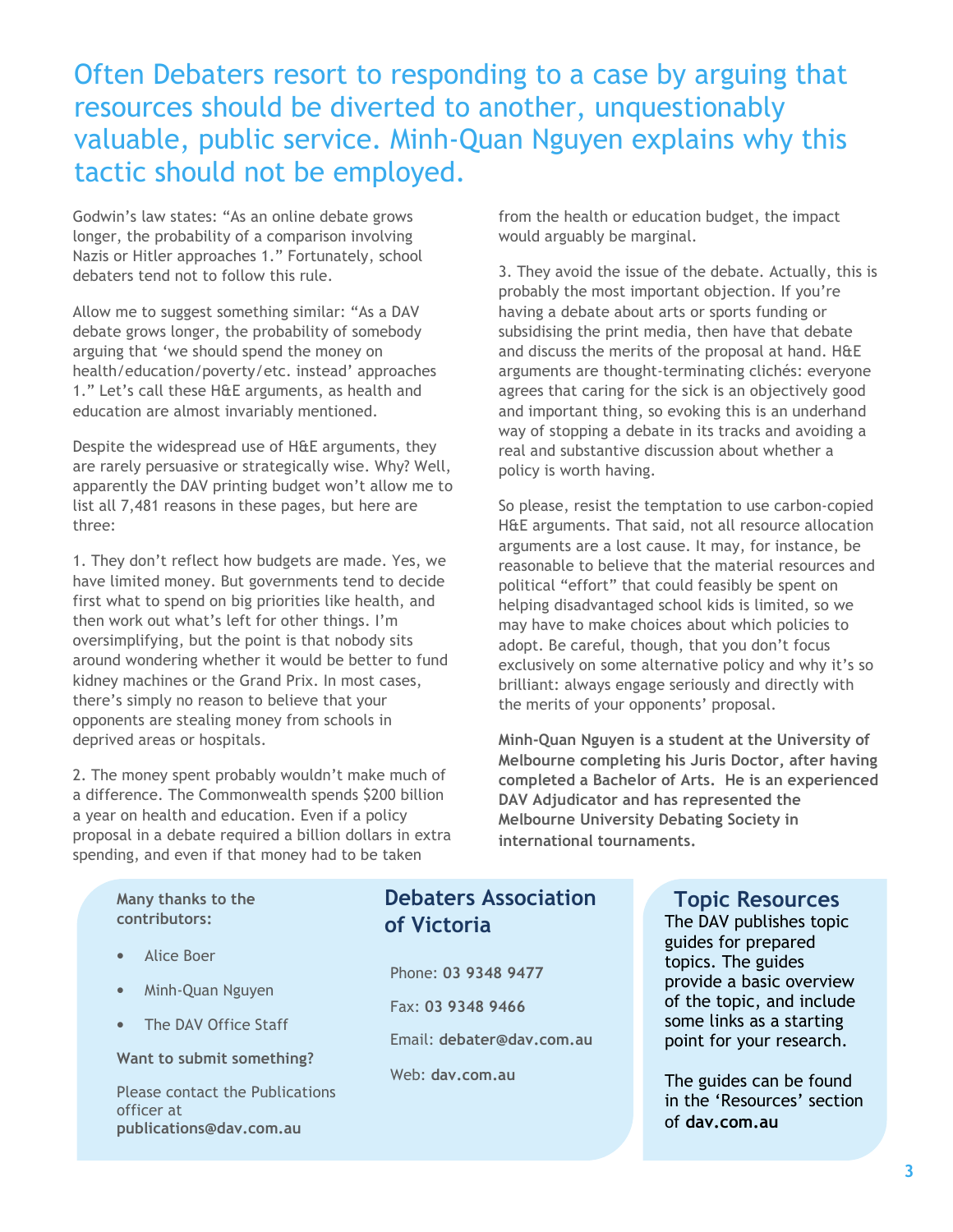# Often Debaters resort to responding to a case by arguing that resources should be diverted to another, unquestionably valuable, public service. Minh-Quan Nguyen explains why this tactic should not be employed.

Godwin's law states: "As an online debate grows longer, the probability of a comparison involving Nazis or Hitler approaches 1." Fortunately, school debaters tend not to follow this rule.

Allow me to suggest something similar: "As a DAV debate grows longer, the probability of somebody arguing that 'we should spend the money on health/education/poverty/etc. instead' approaches 1." Let's call these H&E arguments, as health and education are almost invariably mentioned.

Despite the widespread use of H&E arguments, they are rarely persuasive or strategically wise. Why? Well, apparently the DAV printing budget won't allow me to list all 7,481 reasons in these pages, but here are three:

1. They don't reflect how budgets are made. Yes, we have limited money. But governments tend to decide first what to spend on big priorities like health, and then work out what's left for other things. I'm oversimplifying, but the point is that nobody sits around wondering whether it would be better to fund kidney machines or the Grand Prix. In most cases, there's simply no reason to believe that your opponents are stealing money from schools in deprived areas or hospitals.

2. The money spent probably wouldn't make much of a difference. The Commonwealth spends $200 billion a year on health and education. Even if a policy proposal in a debate required a billion dollars in extra spending, and even if that money had to be taken from the health or education budget, the impact would arguably be marginal.

3. They avoid the issue of the debate. Actually, this is probably the most important objection. If you're having a debate about arts or sports funding or subsidising the print media, then have that debate and discuss the merits of the proposal at hand. H&E arguments are thought-terminating clichés: everyone agrees that caring for the sick is an objectively good and important thing, so evoking this is an underhand way of stopping a debate in its tracks and avoiding a real and substantive discussion about whether a policy is worth having.

So please, resist the temptation to use carbon-copied H&E arguments. That said, not all resource allocation arguments are a lost cause. It may, for instance, be reasonable to believe that the material resources and political "effort" that could feasibly be spent on helping disadvantaged school kids is limited, so we may have to make choices about which policies to adopt. Be careful, though, that you don't focus exclusively on some alternative policy and why it's so brilliant: always engage seriously and directly with the merits of your opponents' proposal.

**Minh-Quan Nguyen is a student at the University of Melbourne completing his Juris Doctor, after having completed a Bachelor of Arts. He is an experienced DAV Adjudicator and has represented the Melbourne University Debating Society in international tournaments.**

**Many thanks to the contributors:**

- Alice Boer
- Minh-Quan Nguyen
- The DAV Office Staff

**Want to submit something?**

Please contact the Publications officer at **publications@dav.com.au**

## Debaters Association of Victoria

Phone: **03 9348 9477**

Fax: **03 9348 9466**

Email: **debater@dav.com.au**

Web: **dav.com.au**

## Topic Resources

The DAV publishes topic guides for prepared topics. The guides provide a basic overview of the topic, and include some links as a starting point for your research.

The guides can be found in the 'Resources' section of **dav.com.au**